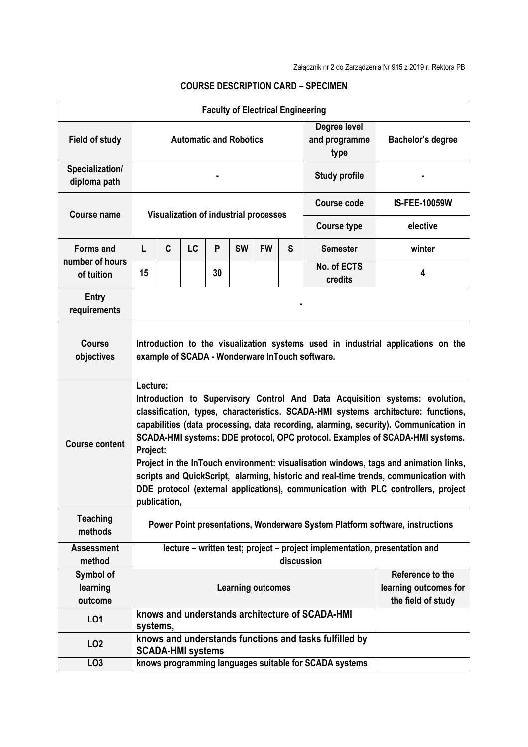Załącznik nr 2 do Zarządzenia Nr 915 z 2019 r. Rektora PB

# COURSE DESCRIPTION CARD – SPECIMEN

| Faculty of Electrical Engineering | | | | | | | | | |
|---|---|---|---|---|---|---|---|---|---|
| **Field of study** | **Automatic and Robotics** | | | | | | | **Degree level and programme type** | **Bachelor's degree** |
| **Specialization/ diploma path** | - | | | | | | | **Study profile** | - |
| **Course name** | **Visualization of industrial processes** | | | | | | | **Course code** | **IS-FEE-10059W** |
| | | | | | | | | **Course type** | **elective** |
| **Forms and number of hours of tuition** | **L** | **C** | **LC** | **P** | **SW** | **FW** | **S** | **Semester** | **winter** |
| | **15** | | | **30** | | | | **No. of ECTS credits** | **4** |
| **Entry requirements** | - | | | | | | | | |
| **Course objectives** | **Introduction to the visualization systems used in industrial applications on the example of SCADA - Wonderware InTouch software.** | | | | | | | | |
| **Course content** | **Lecture:** **Introduction to Supervisory Control And Data Acquisition systems: evolution, classification, types, characteristics. SCADA-HMI systems architecture: functions, capabilities (data processing, data recording, alarming, security). Communication in SCADA-HMI systems: DDE protocol, OPC protocol. Examples of SCADA-HMI systems.** **Project:** **Project in the InTouch environment: visualisation windows, tags and animation links, scripts and QuickScript, alarming, historic and real-time trends, communication with DDE protocol (external applications), communication with PLC controllers, project publication,** | | | | | | | | |
| **Teaching methods** | **Power Point presentations, Wonderware System Platform software, instructions** | | | | | | | | |
| **Assessment method** | **lecture – written test; project – project implementation, presentation and discussion** | | | | | | | | |
| **Symbol of learning outcome** | **Learning outcomes** | | | | | | | | **Reference to the learning outcomes for the field of study** |
| **LO1** | **knows and understands architecture of SCADA-HMI systems,** | | | | | | | | |
| **LO2** | **knows and understands functions and tasks fulfilled by SCADA-HMI systems** | | | | | | | | |
| **LO3** | **knows programming languages suitable for SCADA systems** | | | | | | | | |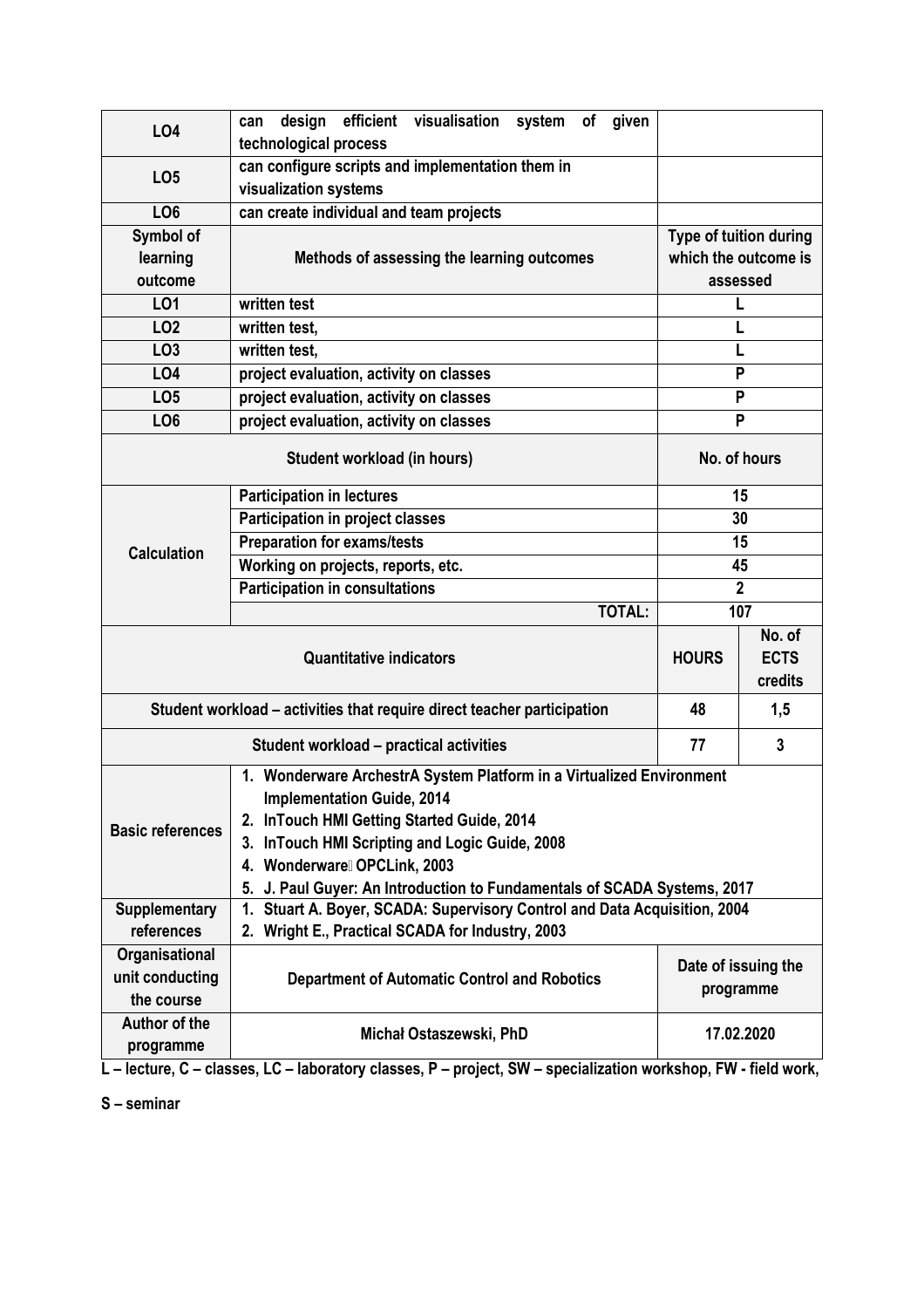| | | |
|---|---|---|
| LO4 | can design efficient visualisation system of given technological process | |
| LO5 | can configure scripts and implementation them in visualization systems | |
| LO6 | can create individual and team projects | |

| Symbol of learning outcome | Methods of assessing the learning outcomes | Type of tuition during which the outcome is assessed |
|---|---|---|
| LO1 | written test | L |
| LO2 | written test, | L |
| LO3 | written test, | L |
| LO4 | project evaluation, activity on classes | P |
| LO5 | project evaluation, activity on classes | P |
| LO6 | project evaluation, activity on classes | P |

| Student workload (in hours) | | No. of hours |
|---|---|---|
| Calculation | Participation in lectures | 15 |
| | Participation in project classes | 30 |
| | Preparation for exams/tests | 15 |
| | Working on projects, reports, etc. | 45 |
| | Participation in consultations | 2 |
| | TOTAL: | 107 |

| Quantitative indicators | HOURS | No. of ECTS credits |
|---|---|---|
| Student workload – activities that require direct teacher participation | 48 | 1,5 |
| Student workload – practical activities | 77 | 3 |

| | |
|---|---|
| Basic references | 1. Wonderware ArchestrA System Platform in a Virtualized Environment Implementation Guide, 2014<br>2. InTouch HMI Getting Started Guide, 2014<br>3. InTouch HMI Scripting and Logic Guide, 2008<br>4. Wonderware OPCLink, 2003<br>5. J. Paul Guyer: An Introduction to Fundamentals of SCADA Systems, 2017 |
| Supplementary references | 1. Stuart A. Boyer, SCADA: Supervisory Control and Data Acquisition, 2004<br>2. Wright E., Practical SCADA for Industry, 2003 |

| | | |
|---|---|---|
| Organisational unit conducting the course | Department of Automatic Control and Robotics | Date of issuing the programme |
| Author of the programme | Michał Ostaszewski, PhD | 17.02.2020 |

**L – lecture, C – classes, LC – laboratory classes, P – project, SW – specialization workshop, FW - field work, S – seminar**